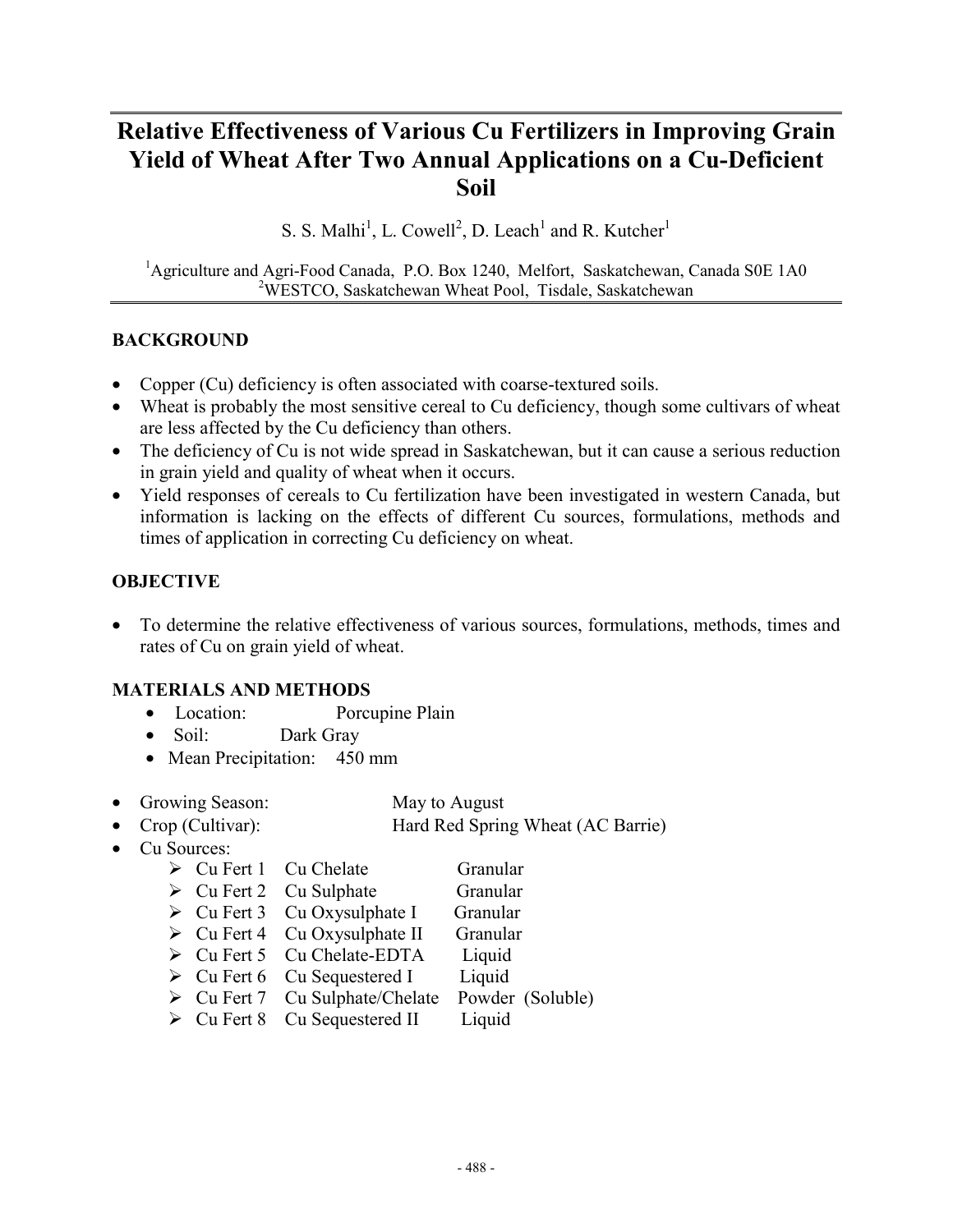# Relative Effectiveness of Various Cu Fertilizers in Improving Grain Yield of Wheat After Two Annual Applications on a Cu-Deficient Soil

S. S. Malhi[1], L. Cowell[2], D. Leach[1] and R. Kutcher[1]

[1]Agriculture and Agri-Food Canada, P.O. Box 1240, Melfort, Saskatchewan, Canada S0E 1A0
[2]WESTCO, Saskatchewan Wheat Pool, Tisdale, Saskatchewan

## BACKGROUND

- Copper (Cu) deficiency is often associated with coarse-textured soils.
- Wheat is probably the most sensitive cereal to Cu deficiency, though some cultivars of wheat are less affected by the Cu deficiency than others.
- The deficiency of Cu is not wide spread in Saskatchewan, but it can cause a serious reduction in grain yield and quality of wheat when it occurs.
- Yield responses of cereals to Cu fertilization have been investigated in western Canada, but information is lacking on the effects of different Cu sources, formulations, methods and times of application in correcting Cu deficiency on wheat.

## OBJECTIVE

- To determine the relative effectiveness of various sources, formulations, methods, times and rates of Cu on grain yield of wheat.

## MATERIALS AND METHODS

- Location: Porcupine Plain
- Soil: Dark Gray
- Mean Precipitation: 450 mm

- Growing Season: May to August
- Crop (Cultivar): Hard Red Spring Wheat (AC Barrie)
- Cu Sources:
  - Cu Fert 1 Cu Chelate Granular
  - Cu Fert 2 Cu Sulphate Granular
  - Cu Fert 3 Cu Oxysulphate I Granular
  - Cu Fert 4 Cu Oxysulphate II Granular
  - Cu Fert 5 Cu Chelate-EDTA Liquid
  - Cu Fert 6 Cu Sequestered I Liquid
  - Cu Fert 7 Cu Sulphate/Chelate Powder (Soluble)
  - Cu Fert 8 Cu Sequestered II Liquid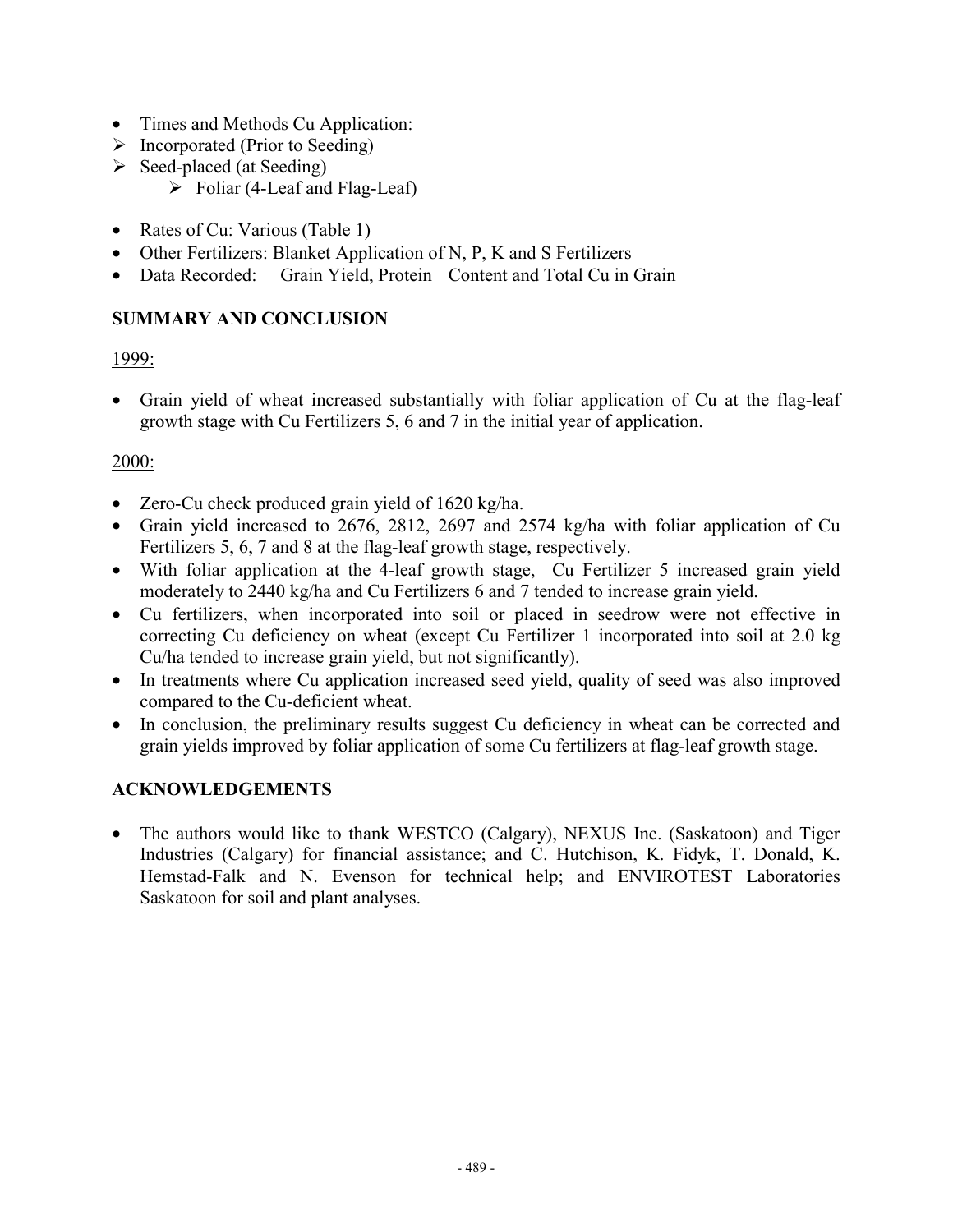- Times and Methods Cu Application:
  - Incorporated (Prior to Seeding)
  - Seed-placed (at Seeding)
    - Foliar (4-Leaf and Flag-Leaf)

- Rates of Cu: Various (Table 1)
- Other Fertilizers: Blanket Application of N, P, K and S Fertilizers
- Data Recorded: Grain Yield, Protein Content and Total Cu in Grain

## SUMMARY AND CONCLUSION

1999:

- Grain yield of wheat increased substantially with foliar application of Cu at the flag-leaf growth stage with Cu Fertilizers 5, 6 and 7 in the initial year of application.

2000:

- Zero-Cu check produced grain yield of 1620 kg/ha.
- Grain yield increased to 2676, 2812, 2697 and 2574 kg/ha with foliar application of Cu Fertilizers 5, 6, 7 and 8 at the flag-leaf growth stage, respectively.
- With foliar application at the 4-leaf growth stage, Cu Fertilizer 5 increased grain yield moderately to 2440 kg/ha and Cu Fertilizers 6 and 7 tended to increase grain yield.
- Cu fertilizers, when incorporated into soil or placed in seedrow were not effective in correcting Cu deficiency on wheat (except Cu Fertilizer 1 incorporated into soil at 2.0 kg Cu/ha tended to increase grain yield, but not significantly).
- In treatments where Cu application increased seed yield, quality of seed was also improved compared to the Cu-deficient wheat.
- In conclusion, the preliminary results suggest Cu deficiency in wheat can be corrected and grain yields improved by foliar application of some Cu fertilizers at flag-leaf growth stage.

## ACKNOWLEDGEMENTS

- The authors would like to thank WESTCO (Calgary), NEXUS Inc. (Saskatoon) and Tiger Industries (Calgary) for financial assistance; and C. Hutchison, K. Fidyk, T. Donald, K. Hemstad-Falk and N. Evenson for technical help; and ENVIROTEST Laboratories Saskatoon for soil and plant analyses.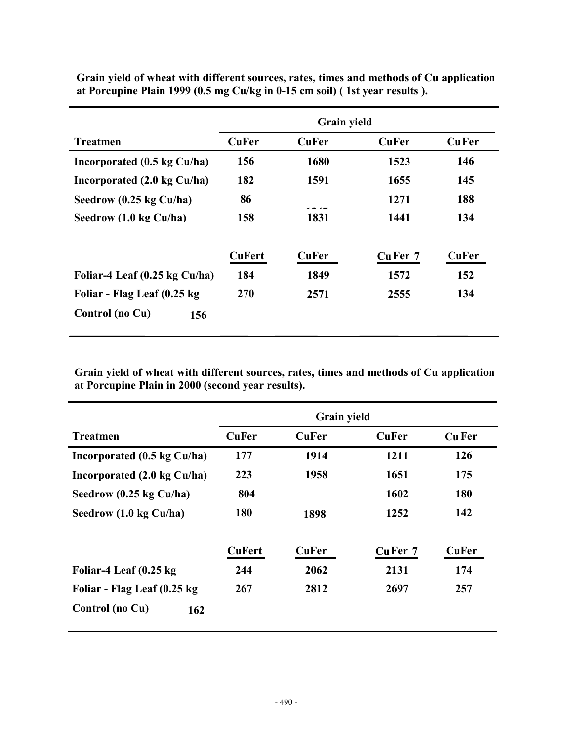**Grain yield of wheat with different sources, rates, times and methods of Cu application at Porcupine Plain 1999 (0.5 mg Cu/kg in 0-15 cm soil) ( 1st year results ).**

| | Grain yield | | | |
|---|---|---|---|---|
| **Treatmen** | **CuFer** | **CuFer** | **CuFer** | **CuFer** |
| **Incorporated (0.5 kg Cu/ha)** | **156** | **1680** | **1523** | **146** |
| **Incorporated (2.0 kg Cu/ha)** | **182** | **1591** | **1655** | **145** |
| **Seedrow (0.25 kg Cu/ha)** | **86** | | **1271** | **188** |
| **Seedrow (1.0 kg Cu/ha)** | **158** | **1831** | **1441** | **134** |
| | **CuFert** | **CuFer** | **CuFer 7** | **CuFer** |
| **Foliar-4 Leaf (0.25 kg Cu/ha)** | **184** | **1849** | **1572** | **152** |
| **Foliar - Flag Leaf (0.25 kg** | **270** | **2571** | **2555** | **134** |
| **Control (no Cu) 156** | | | | |

**Grain yield of wheat with different sources, rates, times and methods of Cu application at Porcupine Plain in 2000 (second year results).**

| | Grain yield | | | |
|---|---|---|---|---|
| **Treatmen** | **CuFer** | **CuFer** | **CuFer** | **CuFer** |
| **Incorporated (0.5 kg Cu/ha)** | **177** | **1914** | **1211** | **126** |
| **Incorporated (2.0 kg Cu/ha)** | **223** | **1958** | **1651** | **175** |
| **Seedrow (0.25 kg Cu/ha)** | **804** | | **1602** | **180** |
| **Seedrow (1.0 kg Cu/ha)** | **180** | **1898** | **1252** | **142** |
| | **CuFert** | **CuFer** | **CuFer 7** | **CuFer** |
| **Foliar-4 Leaf (0.25 kg** | **244** | **2062** | **2131** | **174** |
| **Foliar - Flag Leaf (0.25 kg** | **267** | **2812** | **2697** | **257** |
| **Control (no Cu) 162** | | | | |